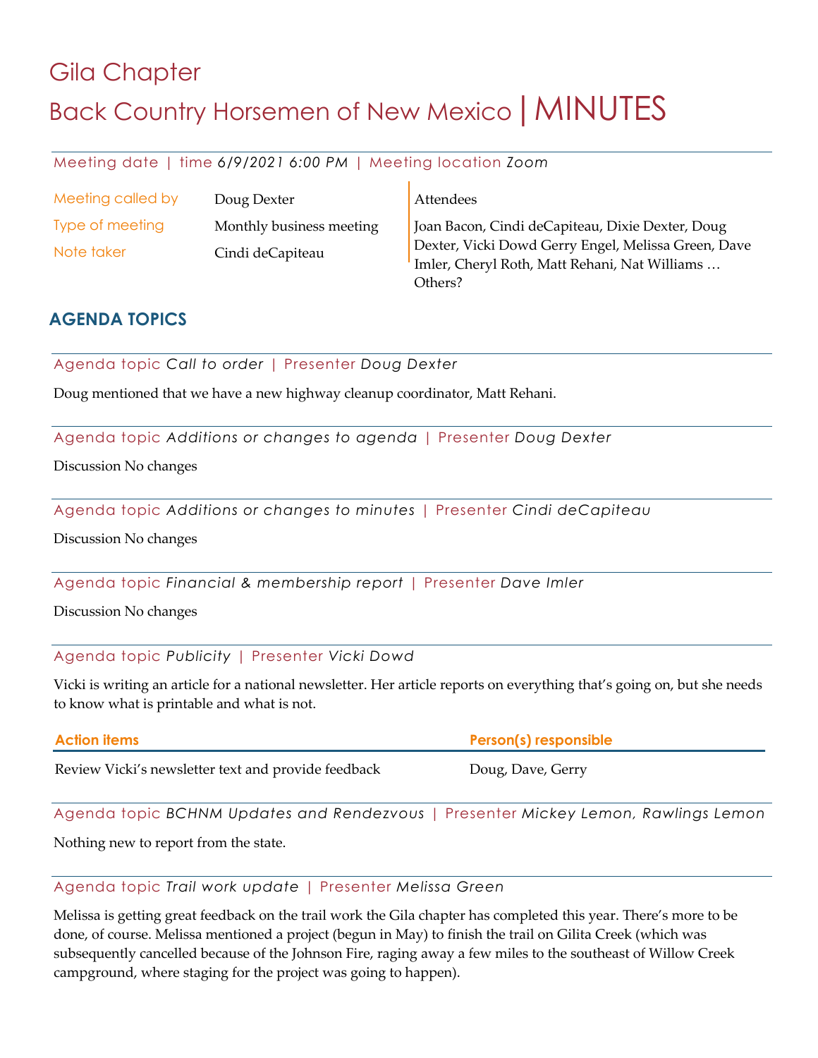# Gila Chapter

# Back Country Horsemen of New Mexico | MINUTES

Meeting date | time *6/9/2021 6:00 PM* | Meeting location *Zoom*

| | | |
|---|---|---|
| Meeting called by | Doug Dexter | Attendees |
| Type of meeting | Monthly business meeting | Joan Bacon, Cindi deCapiteau, Dixie Dexter, Doug Dexter, Vicki Dowd Gerry Engel, Melissa Green, Dave Imler, Cheryl Roth, Matt Rehani, Nat Williams … Others? |
| Note taker | Cindi deCapiteau | |

## AGENDA TOPICS

Agenda topic *Call to order* | Presenter *Doug Dexter*

Doug mentioned that we have a new highway cleanup coordinator, Matt Rehani.

Agenda topic *Additions or changes to agenda* | Presenter *Doug Dexter*

Discussion No changes

Agenda topic *Additions or changes to minutes* | Presenter *Cindi deCapiteau*

Discussion No changes

Agenda topic *Financial & membership report* | Presenter *Dave Imler*

Discussion No changes

Agenda topic *Publicity* | Presenter *Vicki Dowd*

Vicki is writing an article for a national newsletter. Her article reports on everything that's going on, but she needs to know what is printable and what is not.

| Action items | Person(s) responsible |
|---|---|
| Review Vicki's newsletter text and provide feedback | Doug, Dave, Gerry |

Agenda topic *BCHNM Updates and Rendezvous* | Presenter *Mickey Lemon, Rawlings Lemon*

Nothing new to report from the state.

Agenda topic *Trail work update* | Presenter *Melissa Green*

Melissa is getting great feedback on the trail work the Gila chapter has completed this year. There's more to be done, of course. Melissa mentioned a project (begun in May) to finish the trail on Gilita Creek (which was subsequently cancelled because of the Johnson Fire, raging away a few miles to the southeast of Willow Creek campground, where staging for the project was going to happen).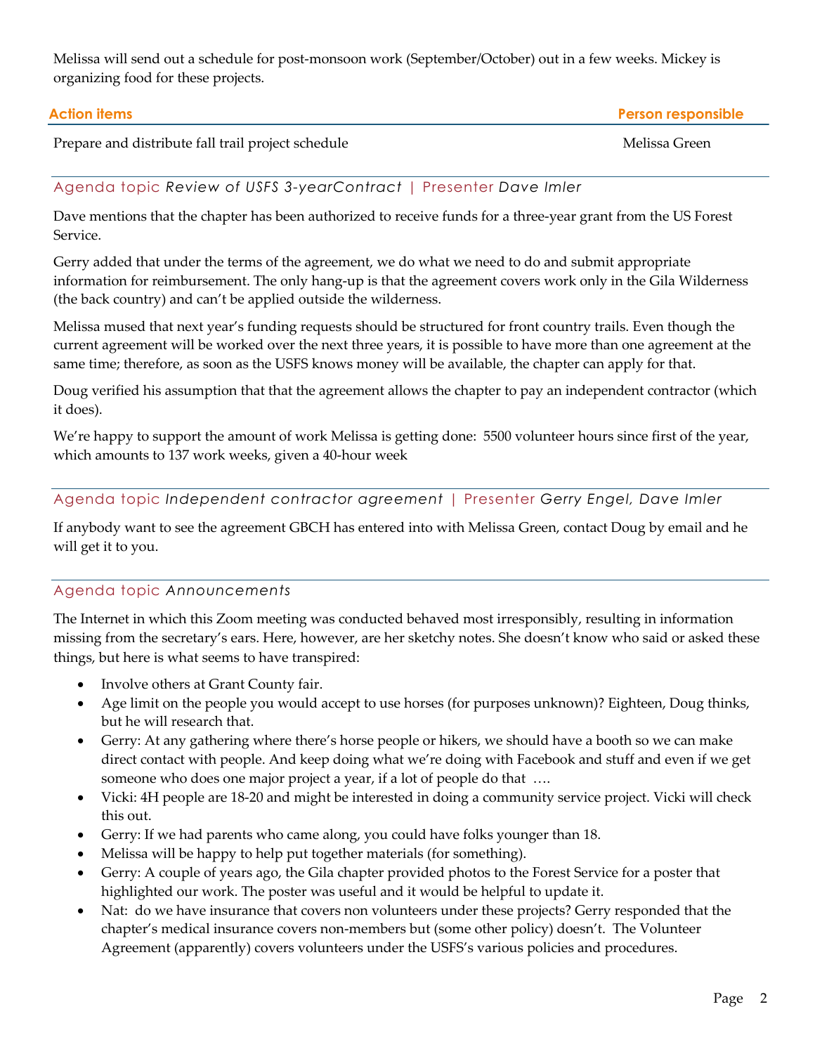Melissa will send out a schedule for post-monsoon work (September/October) out in a few weeks. Mickey is organizing food for these projects.

| **Action items** | **Person responsible** |
| --- | --- |
| Prepare and distribute fall trail project schedule | Melissa Green |

## Agenda topic *Review of USFS 3-yearContract* | Presenter *Dave Imler*

Dave mentions that the chapter has been authorized to receive funds for a three-year grant from the US Forest Service.

Gerry added that under the terms of the agreement, we do what we need to do and submit appropriate information for reimbursement. The only hang-up is that the agreement covers work only in the Gila Wilderness (the back country) and can't be applied outside the wilderness.

Melissa mused that next year's funding requests should be structured for front country trails. Even though the current agreement will be worked over the next three years, it is possible to have more than one agreement at the same time; therefore, as soon as the USFS knows money will be available, the chapter can apply for that.

Doug verified his assumption that that the agreement allows the chapter to pay an independent contractor (which it does).

We're happy to support the amount of work Melissa is getting done:  5500 volunteer hours since first of the year, which amounts to 137 work weeks, given a 40-hour week

## Agenda topic *Independent contractor agreement* | Presenter *Gerry Engel, Dave Imler*

If anybody want to see the agreement GBCH has entered into with Melissa Green, contact Doug by email and he will get it to you.

## Agenda topic *Announcements*

The Internet in which this Zoom meeting was conducted behaved most irresponsibly, resulting in information missing from the secretary's ears. Here, however, are her sketchy notes. She doesn't know who said or asked these things, but here is what seems to have transpired:

- Involve others at Grant County fair.
- Age limit on the people you would accept to use horses (for purposes unknown)? Eighteen, Doug thinks, but he will research that.
- Gerry: At any gathering where there's horse people or hikers, we should have a booth so we can make direct contact with people. And keep doing what we're doing with Facebook and stuff and even if we get someone who does one major project a year, if a lot of people do that  ….
- Vicki: 4H people are 18-20 and might be interested in doing a community service project. Vicki will check this out.
- Gerry: If we had parents who came along, you could have folks younger than 18.
- Melissa will be happy to help put together materials (for something).
- Gerry: A couple of years ago, the Gila chapter provided photos to the Forest Service for a poster that highlighted our work. The poster was useful and it would be helpful to update it.
- Nat:  do we have insurance that covers non volunteers under these projects? Gerry responded that the chapter's medical insurance covers non-members but (some other policy) doesn't.  The Volunteer Agreement (apparently) covers volunteers under the USFS's various policies and procedures.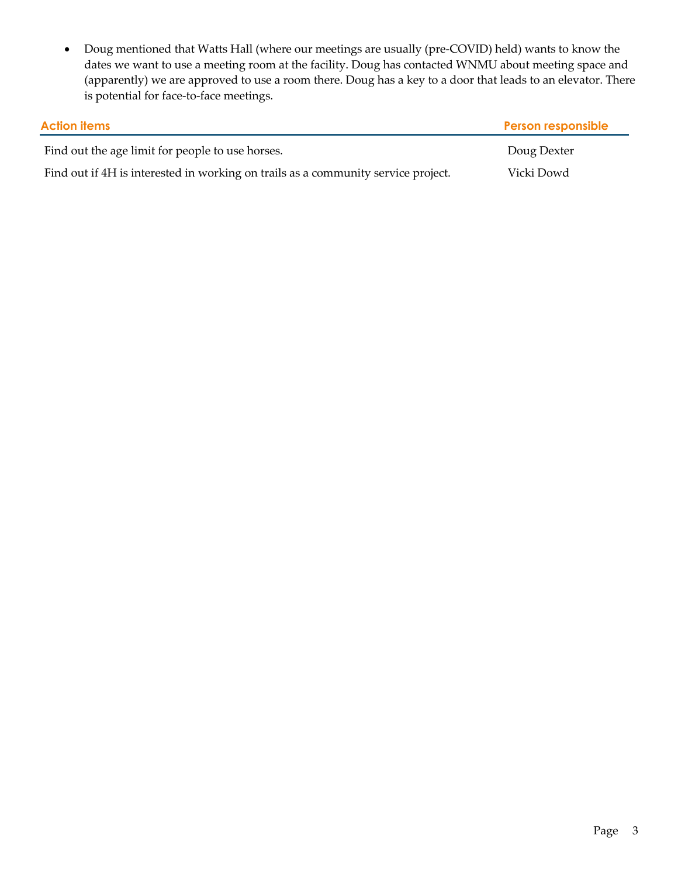- Doug mentioned that Watts Hall (where our meetings are usually (pre-COVID) held) wants to know the dates we want to use a meeting room at the facility. Doug has contacted WNMU about meeting space and (apparently) we are approved to use a room there. Doug has a key to a door that leads to an elevator. There is potential for face-to-face meetings.

| Action items | Person responsible |
| --- | --- |
| Find out the age limit for people to use horses. | Doug Dexter |
| Find out if 4H is interested in working on trails as a community service project. | Vicki Dowd |